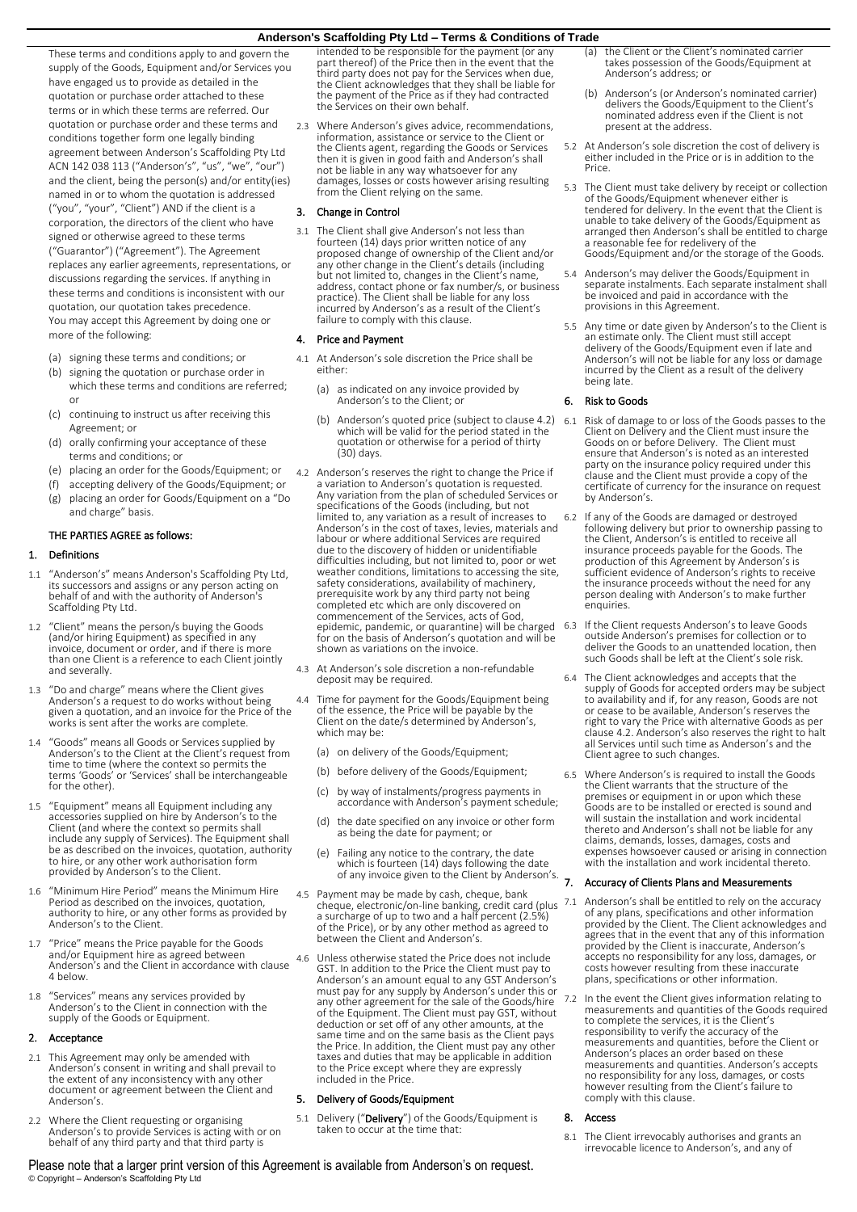# Anderson's Scaffolding Pty Ltd – Terms & Conditions of Trade

These terms and conditions apply to and govern the supply of the Goods, Equipment and/or Services you have engaged us to provide as detailed in the quotation or purchase order attached to these terms or in which these terms are referred. Our quotation or purchase order and these terms and conditions together form one legally binding agreement between Anderson's Scaffolding Pty Ltd ACN 142 038 113 ("Anderson's", "us", "we", "our") and the client, being the person(s) and/or entity(ies) named in or to whom the quotation is addressed ("you", "your", "Client") AND if the client is a corporation, the directors of the client who have signed or otherwise agreed to these terms ("Guarantor") ("Agreement"). The Agreement replaces any earlier agreements, representations, or discussions regarding the services. If anything in these terms and conditions is inconsistent with our quotation, our quotation takes precedence.

You may accept this Agreement by doing one or more of the following:

(a) signing these terms and conditions; or
(b) signing the quotation or purchase order in which these terms and conditions are referred; or
(c) continuing to instruct us after receiving this Agreement; or
(d) orally confirming your acceptance of these terms and conditions; or
(e) placing an order for the Goods/Equipment; or
(f) accepting delivery of the Goods/Equipment; or
(g) placing an order for Goods/Equipment on a "Do and charge" basis.

THE PARTIES AGREE as follows:

## 1. Definitions

1.1 "Anderson's" means Anderson's Scaffolding Pty Ltd, its successors and assigns or any person acting on behalf of and with the authority of Anderson's Scaffolding Pty Ltd.

1.2 "Client" means the person/s buying the Goods (and/or hiring Equipment) as specified in any invoice, document or order, and if there is more than one Client is a reference to each Client jointly and severally.

1.3 "Do and charge" means where the Client gives Anderson's a request to do works without being given a quotation, and an invoice for the Price of the works is sent after the works are complete.

1.4 "Goods" means all Goods or Services supplied by Anderson's to the Client at the Client's request from time to time (where the context so permits the terms 'Goods' or 'Services' shall be interchangeable for the other).

1.5 "Equipment" means all Equipment including any accessories supplied on hire by Anderson's to the Client (and where the context so permits shall include any supply of Services). The Equipment shall be as described on the invoices, quotation, authority to hire, or any other work authorisation form provided by Anderson's to the Client.

1.6 "Minimum Hire Period" means the Minimum Hire Period as described on the invoices, quotation, authority to hire, or any other forms as provided by Anderson's to the Client.

1.7 "Price" means the Price payable for the Goods and/or Equipment hire as agreed between Anderson's and the Client in accordance with clause 4 below.

1.8 "Services" means any services provided by Anderson's to the Client in connection with the supply of the Goods or Equipment.

## 2. Acceptance

2.1 This Agreement may only be amended with Anderson's consent in writing and shall prevail to the extent of any inconsistency with any other document or agreement between the Client and Anderson's.

2.2 Where the Client requesting or organising Anderson's to provide Services is acting with or on behalf of any third party and that third party is intended to be responsible for the payment (or any part thereof) of the Price then in the event that the third party does not pay for the Services when due, the Client acknowledges that they shall be liable for the payment of the Price as if they had contracted the Services on their own behalf.

2.3 Where Anderson's gives advice, recommendations, information, assistance or service to the Client or the Clients agent, regarding the Goods or Services then it is given in good faith and Anderson's shall not be liable in any way whatsoever for any damages, losses or costs however arising resulting from the Client relying on the same.

## 3. Change in Control

3.1 The Client shall give Anderson's not less than fourteen (14) days prior written notice of any proposed change of ownership of the Client and/or any other change in the Client's details (including but not limited to, changes in the Client's name, address, contact phone or fax number/s, or business practice). The Client shall be liable for any loss incurred by Anderson's as a result of the Client's failure to comply with this clause.

## 4. Price and Payment

4.1 At Anderson's sole discretion the Price shall be either:

(a) as indicated on any invoice provided by Anderson's to the Client; or

(b) Anderson's quoted price (subject to clause 4.2) which will be valid for the period stated in the quotation or otherwise for a period of thirty (30) days.

4.2 Anderson's reserves the right to change the Price if a variation to Anderson's quotation is requested. Any variation from the plan of scheduled Services or specifications of the Goods (including, but not limited to, any variation as a result of increases to Anderson's in the cost of taxes, levies, materials and labour or where additional Services are required due to the discovery of hidden or unidentifiable difficulties including, but not limited to, poor or wet weather conditions, limitations to accessing the site, safety considerations, availability of machinery, prerequisite work by any third party not being completed etc which are only discovered on commencement of the Services, acts of God, epidemic, pandemic, or quarantine) will be charged for on the basis of Anderson's quotation and will be shown as variations on the invoice.

4.3 At Anderson's sole discretion a non-refundable deposit may be required.

4.4 Time for payment for the Goods/Equipment being of the essence, the Price will be payable by the Client on the date/s determined by Anderson's, which may be:

(a) on delivery of the Goods/Equipment;

(b) before delivery of the Goods/Equipment;

(c) by way of instalments/progress payments in accordance with Anderson's payment schedule;

(d) the date specified on any invoice or other form as being the date for payment; or

(e) Failing any notice to the contrary, the date which is fourteen (14) days following the date of any invoice given to the Client by Anderson's.

4.5 Payment may be made by cash, cheque, bank cheque, electronic/on-line banking, credit card (plus a surcharge of up to two and a half percent (2.5%) of the Price), or by any other method as agreed to between the Client and Anderson's.

4.6 Unless otherwise stated the Price does not include GST. In addition to the Price the Client must pay to Anderson's an amount equal to any GST Anderson's must pay for any supply by Anderson's under this or any other agreement for the sale of the Goods/hire of the Equipment. The Client must pay GST, without deduction or set off of any other amounts, at the same time and on the same basis as the Client pays the Price. In addition, the Client must pay any other taxes and duties that may be applicable in addition to the Price except where they are expressly included in the Price.

## 5. Delivery of Goods/Equipment

5.1 Delivery ("**Delivery**") of the Goods/Equipment is taken to occur at the time that:

(a) the Client or the Client's nominated carrier takes possession of the Goods/Equipment at Anderson's address; or

(b) Anderson's (or Anderson's nominated carrier) delivers the Goods/Equipment to the Client's nominated address even if the Client is not present at the address.

5.2 At Anderson's sole discretion the cost of delivery is either included in the Price or is in addition to the Price.

5.3 The Client must take delivery by receipt or collection of the Goods/Equipment whenever either is tendered for delivery. In the event that the Client is unable to take delivery of the Goods/Equipment as arranged then Anderson's shall be entitled to charge a reasonable fee for redelivery of the Goods/Equipment and/or the storage of the Goods.

5.4 Anderson's may deliver the Goods/Equipment in separate instalments. Each separate instalment shall be invoiced and paid in accordance with the provisions in this Agreement.

5.5 Any time or date given by Anderson's to the Client is an estimate only. The Client must still accept delivery of the Goods/Equipment even if late and Anderson's will not be liable for any loss or damage incurred by the Client as a result of the delivery being late.

## 6. Risk to Goods

6.1 Risk of damage to or loss of the Goods passes to the Client on Delivery and the Client must insure the Goods on or before Delivery. The Client must ensure that Anderson's is noted as an interested party on the insurance policy required under this clause and the Client must provide a copy of the certificate of currency for the insurance on request by Anderson's.

6.2 If any of the Goods are damaged or destroyed following delivery but prior to ownership passing to the Client, Anderson's is entitled to receive all insurance proceeds payable for the Goods. The production of this Agreement by Anderson's is sufficient evidence of Anderson's rights to receive the insurance proceeds without the need for any person dealing with Anderson's to make further enquiries.

6.3 If the Client requests Anderson's to leave Goods outside Anderson's premises for collection or to deliver the Goods to an unattended location, then such Goods shall be left at the Client's sole risk.

6.4 The Client acknowledges and accepts that the supply of Goods for accepted orders may be subject to availability and if, for any reason, Goods are not or cease to be available, Anderson's reserves the right to vary the Price with alternative Goods as per clause 4.2. Anderson's also reserves the right to halt all Services until such time as Anderson's and the Client agree to such changes.

6.5 Where Anderson's is required to install the Goods the Client warrants that the structure of the premises or equipment in or upon which these Goods are to be installed or erected is sound and will sustain the installation and work incidental thereto and Anderson's shall not be liable for any claims, demands, losses, damages, costs and expenses howsoever caused or arising in connection with the installation and work incidental thereto.

## 7. Accuracy of Clients Plans and Measurements

7.1 Anderson's shall be entitled to rely on the accuracy of any plans, specifications and other information provided by the Client. The Client acknowledges and agrees that in the event that any of this information provided by the Client is inaccurate, Anderson's accepts no responsibility for any loss, damages, or costs however resulting from these inaccurate plans, specifications or other information.

7.2 In the event the Client gives information relating to measurements and quantities of the Goods required to complete the services, it is the Client's responsibility to verify the accuracy of the measurements and quantities, before the Client or Anderson's places an order based on these measurements and quantities. Anderson's accepts no responsibility for any loss, damages, or costs however resulting from the Client's failure to comply with this clause.

## 8. Access

8.1 The Client irrevocably authorises and grants an irrevocable licence to Anderson's, and any of

Please note that a larger print version of this Agreement is available from Anderson's on request.

© Copyright – Anderson's Scaffolding Pty Ltd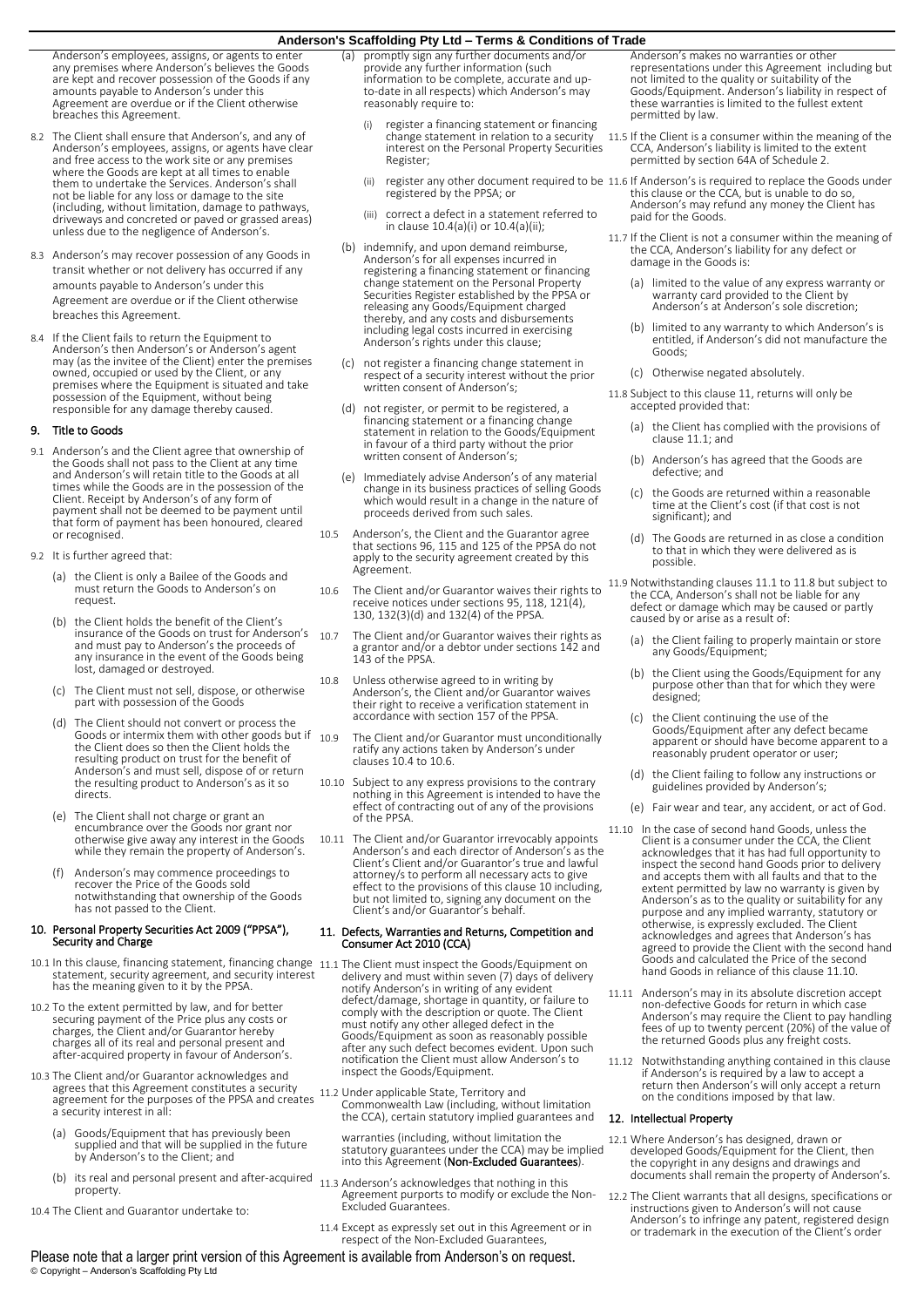Anderson's employees, assigns, or agents to enter any premises where Anderson's believes the Goods are kept and recover possession of the Goods if any amounts payable to Anderson's under this Agreement are overdue or if the Client otherwise breaches this Agreement.

8.2 The Client shall ensure that Anderson's, and any of Anderson's employees, assigns, or agents have clear and free access to the work site or any premises where the Goods are kept at all times to enable them to undertake the Services. Anderson's shall not be liable for any loss or damage to the site (including, without limitation, damage to pathways, driveways and concreted or paved or grassed areas) unless due to the negligence of Anderson's.

8.3 Anderson's may recover possession of any Goods in transit whether or not delivery has occurred if any amounts payable to Anderson's under this Agreement are overdue or if the Client otherwise breaches this Agreement.

8.4 If the Client fails to return the Equipment to Anderson's then Anderson's or Anderson's agent may (as the invitee of the Client) enter the premises owned, occupied or used by the Client, or any premises where the Equipment is situated and take possession of the Equipment, without being responsible for any damage thereby caused.

## 9. Title to Goods

9.1 Anderson's and the Client agree that ownership of the Goods shall not pass to the Client at any time and Anderson's will retain title to the Goods at all times while the Goods are in the possession of the Client. Receipt by Anderson's of any form of payment shall not be deemed to be payment until that form of payment has been honoured, cleared or recognised.

9.2 It is further agreed that:

- (a) the Client is only a Bailee of the Goods and must return the Goods to Anderson's on request.
- (b) the Client holds the benefit of the Client's insurance of the Goods on trust for Anderson's and must pay to Anderson's the proceeds of any insurance in the event of the Goods being lost, damaged or destroyed.
- (c) The Client must not sell, dispose, or otherwise part with possession of the Goods
- (d) The Client should not convert or process the Goods or intermix them with other goods but if the Client does so then the Client holds the resulting product on trust for the benefit of Anderson's and must sell, dispose of or return the resulting product to Anderson's as it so directs.
- (e) The Client shall not charge or grant an encumbrance over the Goods nor grant nor otherwise give away any interest in the Goods while they remain the property of Anderson's.
- (f) Anderson's may commence proceedings to recover the Price of the Goods sold notwithstanding that ownership of the Goods has not passed to the Client.

## 10. Personal Property Securities Act 2009 ("PPSA"), Security and Charge

10.1 In this clause, financing statement, financing change statement, security agreement, and security interest has the meaning given to it by the PPSA.

10.2 To the extent permitted by law, and for better securing payment of the Price plus any costs or charges, the Client and/or Guarantor hereby charges all of its real and personal present and after-acquired property in favour of Anderson's.

10.3 The Client and/or Guarantor acknowledges and agrees that this Agreement constitutes a security agreement for the purposes of the PPSA and creates a security interest in all:

- (a) Goods/Equipment that has previously been supplied and that will be supplied in the future by Anderson's to the Client; and
- (b) its real and personal present and after-acquired property.

10.4 The Client and Guarantor undertake to:

- (a) promptly sign any further documents and/or provide any further information (such information to be complete, accurate and up-to-date in all respects) which Anderson's may reasonably require to:
  - (i) register a financing statement or financing change statement in relation to a security interest on the Personal Property Securities Register;
  - (ii) register any other document required to be registered by the PPSA; or
  - (iii) correct a defect in a statement referred to in clause 10.4(a)(i) or 10.4(a)(ii);
- (b) indemnify, and upon demand reimburse, Anderson's for all expenses incurred in registering a financing statement or financing change statement on the Personal Property Securities Register established by the PPSA or releasing any Goods/Equipment charged thereby, and any costs and disbursements including legal costs incurred in exercising Anderson's rights under this clause;
- (c) not register a financing change statement in respect of a security interest without the prior written consent of Anderson's;
- (d) not register, or permit to be registered, a financing statement or a financing change statement in relation to the Goods/Equipment in favour of a third party without the prior written consent of Anderson's;
- (e) Immediately advise Anderson's of any material change in its business practices of selling Goods which would result in a change in the nature of proceeds derived from such sales.

10.5 Anderson's, the Client and the Guarantor agree that sections 96, 115 and 125 of the PPSA do not apply to the security agreement created by this Agreement.

10.6 The Client and/or Guarantor waives their rights to receive notices under sections 95, 118, 121(4), 130, 132(3)(d) and 132(4) of the PPSA.

10.7 The Client and/or Guarantor waives their rights as a grantor and/or a debtor under sections 142 and 143 of the PPSA.

10.8 Unless otherwise agreed to in writing by Anderson's, the Client and/or Guarantor waives their right to receive a verification statement in accordance with section 157 of the PPSA.

10.9 The Client and/or Guarantor must unconditionally ratify any actions taken by Anderson's under clauses 10.4 to 10.6.

10.10 Subject to any express provisions to the contrary nothing in this Agreement is intended to have the effect of contracting out of any of the provisions of the PPSA.

10.11 The Client and/or Guarantor irrevocably appoints Anderson's and each director of Anderson's as the Client's Client and/or Guarantor's true and lawful attorney/s to perform all necessary acts to give effect to the provisions of this clause 10 including, but not limited to, signing any document on the Client's and/or Guarantor's behalf.

## 11. Defects, Warranties and Returns, Competition and Consumer Act 2010 (CCA)

11.1 The Client must inspect the Goods/Equipment on delivery and must within seven (7) days of delivery notify Anderson's in writing of any evident defect/damage, shortage in quantity, or failure to comply with the description or quote. The Client must notify any other alleged defect in the Goods/Equipment as soon as reasonably possible after any such defect becomes evident. Upon such notification the Client must allow Anderson's to inspect the Goods/Equipment.

11.2 Under applicable State, Territory and Commonwealth Law (including, without limitation the CCA), certain statutory implied guarantees and warranties (including, without limitation the statutory guarantees under the CCA) may be implied into this Agreement (**Non-Excluded Guarantees**).

11.3 Anderson's acknowledges that nothing in this Agreement purports to modify or exclude the Non-Excluded Guarantees.

11.4 Except as expressly set out in this Agreement or in respect of the Non-Excluded Guarantees, Anderson's makes no warranties or other representations under this Agreement including but not limited to the quality or suitability of the Goods/Equipment. Anderson's liability in respect of these warranties is limited to the fullest extent permitted by law.

11.5 If the Client is a consumer within the meaning of the CCA, Anderson's liability is limited to the extent permitted by section 64A of Schedule 2.

11.6 If Anderson's is required to replace the Goods under this clause or the CCA, but is unable to do so, Anderson's may refund any money the Client has paid for the Goods.

11.7 If the Client is not a consumer within the meaning of the CCA, Anderson's liability for any defect or damage in the Goods is:

- (a) limited to the value of any express warranty or warranty card provided to the Client by Anderson's at Anderson's sole discretion;
- (b) limited to any warranty to which Anderson's is entitled, if Anderson's did not manufacture the Goods;
- (c) Otherwise negated absolutely.

11.8 Subject to this clause 11, returns will only be accepted provided that:

- (a) the Client has complied with the provisions of clause 11.1; and
- (b) Anderson's has agreed that the Goods are defective; and
- (c) the Goods are returned within a reasonable time at the Client's cost (if that cost is not significant); and
- (d) The Goods are returned in as close a condition to that in which they were delivered as is possible.

11.9 Notwithstanding clauses 11.1 to 11.8 but subject to the CCA, Anderson's shall not be liable for any defect or damage which may be caused or partly caused by or arise as a result of:

- (a) the Client failing to properly maintain or store any Goods/Equipment;
- (b) the Client using the Goods/Equipment for any purpose other than that for which they were designed;
- (c) the Client continuing the use of the Goods/Equipment after any defect became apparent or should have become apparent to a reasonably prudent operator or user;
- (d) the Client failing to follow any instructions or guidelines provided by Anderson's;
- (e) Fair wear and tear, any accident, or act of God.

11.10 In the case of second hand Goods, unless the Client is a consumer under the CCA, the Client acknowledges that it has had full opportunity to inspect the second hand Goods prior to delivery and accepts them with all faults and that to the extent permitted by law no warranty is given by Anderson's as to the quality or suitability for any purpose and any implied warranty, statutory or otherwise, is expressly excluded. The Client acknowledges and agrees that Anderson's has agreed to provide the Client with the second hand Goods and calculated the Price of the second hand Goods in reliance of this clause 11.10.

11.11 Anderson's may in its absolute discretion accept non-defective Goods for return in which case Anderson's may require the Client to pay handling fees of up to twenty percent (20%) of the value of the returned Goods plus any freight costs.

11.12 Notwithstanding anything contained in this clause if Anderson's is required by a law to accept a return then Anderson's will only accept a return on the conditions imposed by that law.

## 12. Intellectual Property

12.1 Where Anderson's has designed, drawn or developed Goods/Equipment for the Client, then the copyright in any designs and drawings and documents shall remain the property of Anderson's.

12.2 The Client warrants that all designs, specifications or instructions given to Anderson's will not cause Anderson's to infringe any patent, registered design or trademark in the execution of the Client's order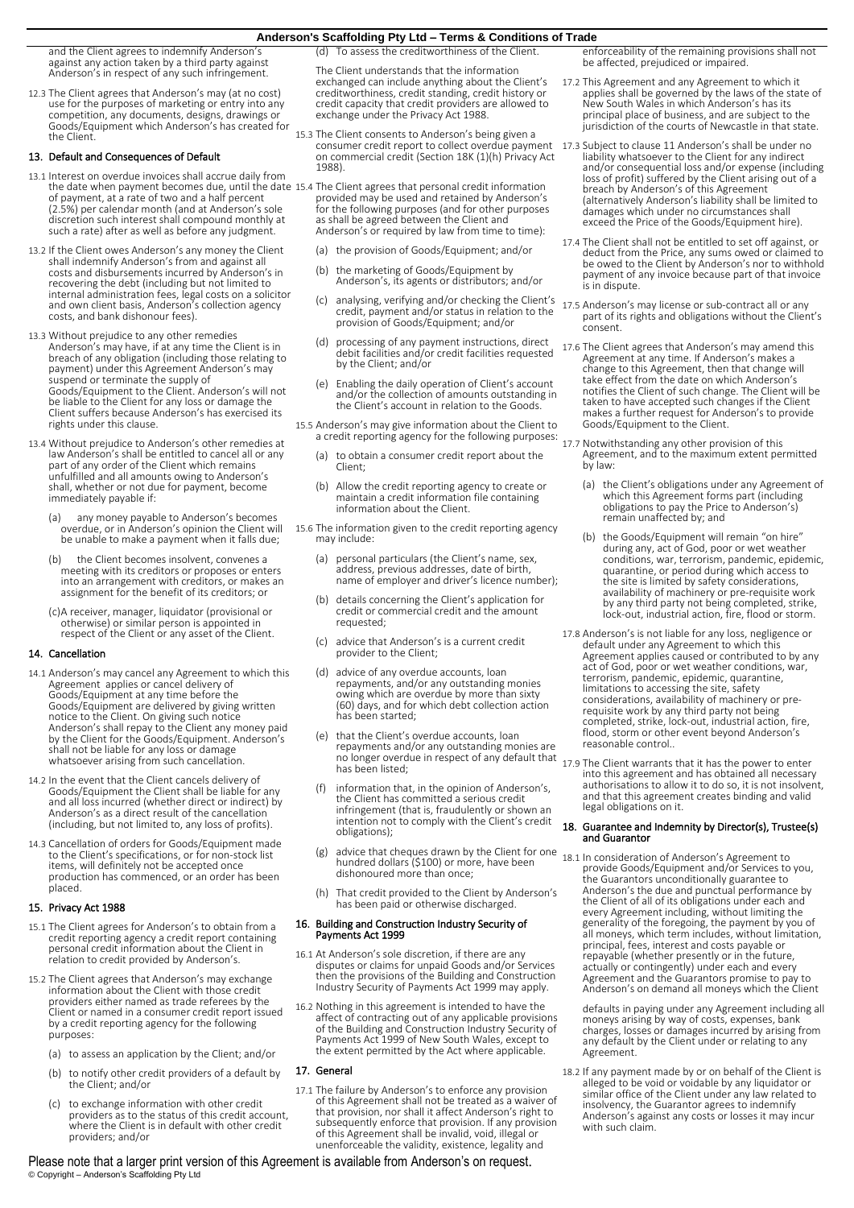and the Client agrees to indemnify Anderson's against any action taken by a third party against Anderson's in respect of any such infringement.

12.3 The Client agrees that Anderson's may (at no cost) use for the purposes of marketing or entry into any competition, any documents, designs, drawings or Goods/Equipment which Anderson's has created for the Client.

## 13. Default and Consequences of Default

13.1 Interest on overdue invoices shall accrue daily from the date when payment becomes due, until the date of payment, at a rate of two and a half percent (2.5%) per calendar month (and at Anderson's sole discretion such interest shall compound monthly at such a rate) after as well as before any judgment.

13.2 If the Client owes Anderson's any money the Client shall indemnify Anderson's from and against all costs and disbursements incurred by Anderson's in recovering the debt (including but not limited to internal administration fees, legal costs on a solicitor and own client basis, Anderson's collection agency costs, and bank dishonour fees).

13.3 Without prejudice to any other remedies Anderson's may have, if at any time the Client is in breach of any obligation (including those relating to payment) under this Agreement Anderson's may suspend or terminate the supply of Goods/Equipment to the Client. Anderson's will not be liable to the Client for any loss or damage the Client suffers because Anderson's has exercised its rights under this clause.

13.4 Without prejudice to Anderson's other remedies at law Anderson's shall be entitled to cancel all or any part of any order of the Client which remains unfulfilled and all amounts owing to Anderson's shall, whether or not due for payment, become immediately payable if:

(a) any money payable to Anderson's becomes overdue, or in Anderson's opinion the Client will be unable to make a payment when it falls due;

(b) the Client becomes insolvent, convenes a meeting with its creditors or proposes or enters into an arrangement with creditors, or makes an assignment for the benefit of its creditors; or

(c) A receiver, manager, liquidator (provisional or otherwise) or similar person is appointed in respect of the Client or any asset of the Client.

## 14. Cancellation

14.1 Anderson's may cancel any Agreement to which this Agreement applies or cancel delivery of Goods/Equipment at any time before the Goods/Equipment are delivered by giving written notice to the Client. On giving such notice Anderson's shall repay to the Client any money paid by the Client for the Goods/Equipment. Anderson's shall not be liable for any loss or damage whatsoever arising from such cancellation.

14.2 In the event that the Client cancels delivery of Goods/Equipment the Client shall be liable for any and all loss incurred (whether direct or indirect) by Anderson's as a direct result of the cancellation (including, but not limited to, any loss of profits).

14.3 Cancellation of orders for Goods/Equipment made to the Client's specifications, or for non-stock list items, will definitely not be accepted once production has commenced, or an order has been placed.

## 15. Privacy Act 1988

15.1 The Client agrees for Anderson's to obtain from a credit reporting agency a credit report containing personal credit information about the Client in relation to credit provided by Anderson's.

15.2 The Client agrees that Anderson's may exchange information about the Client with those credit providers either named as trade referees by the Client or named in a consumer credit report issued by a credit reporting agency for the following purposes:

(a) to assess an application by the Client; and/or

(b) to notify other credit providers of a default by the Client; and/or

(c) to exchange information with other credit providers as to the status of this credit account, where the Client is in default with other credit providers; and/or

(d) To assess the creditworthiness of the Client.

The Client understands that the information exchanged can include anything about the Client's creditworthiness, credit standing, credit history or credit capacity that credit providers are allowed to exchange under the Privacy Act 1988.

15.3 The Client consents to Anderson's being given a consumer credit report to collect overdue payment on commercial credit (Section 18K (1)(h) Privacy Act 1988).

15.4 The Client agrees that personal credit information provided may be used and retained by Anderson's for the following purposes (and for other purposes as shall be agreed between the Client and Anderson's or required by law from time to time):

(a) the provision of Goods/Equipment; and/or

(b) the marketing of Goods/Equipment by Anderson's, its agents or distributors; and/or

(c) analysing, verifying and/or checking the Client's credit, payment and/or status in relation to the provision of Goods/Equipment; and/or

(d) processing of any payment instructions, direct debit facilities and/or credit facilities requested by the Client; and/or

(e) Enabling the daily operation of Client's account and/or the collection of amounts outstanding in the Client's account in relation to the Goods.

15.5 Anderson's may give information about the Client to a credit reporting agency for the following purposes:

(a) to obtain a consumer credit report about the Client;

(b) Allow the credit reporting agency to create or maintain a credit information file containing information about the Client.

15.6 The information given to the credit reporting agency may include:

(a) personal particulars (the Client's name, sex, address, previous addresses, date of birth, name of employer and driver's licence number);

(b) details concerning the Client's application for credit or commercial credit and the amount requested;

(c) advice that Anderson's is a current credit provider to the Client;

(d) advice of any overdue accounts, loan repayments, and/or any outstanding monies owing which are overdue by more than sixty (60) days, and for which debt collection action has been started;

(e) that the Client's overdue accounts, loan repayments and/or any outstanding monies are no longer overdue in respect of any default that has been listed;

(f) information that, in the opinion of Anderson's, the Client has committed a serious credit infringement (that is, fraudulently or shown an intention not to comply with the Client's credit obligations);

(g) advice that cheques drawn by the Client for one hundred dollars ($100) or more, have been dishonoured more than once;

(h) That credit provided to the Client by Anderson's has been paid or otherwise discharged.

## 16. Building and Construction Industry Security of Payments Act 1999

16.1 At Anderson's sole discretion, if there are any disputes or claims for unpaid Goods and/or Services then the provisions of the Building and Construction Industry Security of Payments Act 1999 may apply.

16.2 Nothing in this agreement is intended to have the affect of contracting out of any applicable provisions of the Building and Construction Industry Security of Payments Act 1999 of New South Wales, except to the extent permitted by the Act where applicable.

## 17. General

17.1 The failure by Anderson's to enforce any provision of this Agreement shall not be treated as a waiver of that provision, nor shall it affect Anderson's right to subsequently enforce that provision. If any provision of this Agreement shall be invalid, void, illegal or unenforceable the validity, existence, legality and enforceability of the remaining provisions shall not be affected, prejudiced or impaired.

17.2 This Agreement and any Agreement to which it applies shall be governed by the laws of the state of New South Wales in which Anderson's has its principal place of business, and are subject to the jurisdiction of the courts of Newcastle in that state.

17.3 Subject to clause 11 Anderson's shall be under no liability whatsoever to the Client for any indirect and/or consequential loss and/or expense (including loss of profit) suffered by the Client arising out of a breach by Anderson's of this Agreement (alternatively Anderson's liability shall be limited to damages which under no circumstances shall exceed the Price of the Goods/Equipment hire).

17.4 The Client shall not be entitled to set off against, or deduct from the Price, any sums owed or claimed to be owed to the Client by Anderson's nor to withhold payment of any invoice because part of that invoice is in dispute.

17.5 Anderson's may license or sub-contract all or any part of its rights and obligations without the Client's consent.

17.6 The Client agrees that Anderson's may amend this Agreement at any time. If Anderson's makes a change to this Agreement, then that change will take effect from the date on which Anderson's notifies the Client of such change. The Client will be taken to have accepted such changes if the Client makes a further request for Anderson's to provide Goods/Equipment to the Client.

17.7 Notwithstanding any other provision of this Agreement, and to the maximum extent permitted by law:

(a) the Client's obligations under any Agreement of which this Agreement forms part (including obligations to pay the Price to Anderson's) remain unaffected by; and

(b) the Goods/Equipment will remain "on hire" during any, act of God, poor or wet weather conditions, war, terrorism, pandemic, epidemic, quarantine, or period during which access to the site is limited by safety considerations, availability of machinery or pre-requisite work by any third party not being completed, strike, lock-out, industrial action, fire, flood or storm.

17.8 Anderson's is not liable for any loss, negligence or default under any Agreement to which this Agreement applies caused or contributed to by any act of God, poor or wet weather conditions, war, terrorism, pandemic, epidemic, quarantine, limitations to accessing the site, safety considerations, availability of machinery or pre-requisite work by any third party not being completed, strike, lock-out, industrial action, fire, flood, storm or other event beyond Anderson's reasonable control..

17.9 The Client warrants that it has the power to enter into this agreement and has obtained all necessary authorisations to allow it to do so, it is not insolvent, and that this agreement creates binding and valid legal obligations on it.

## 18. Guarantee and Indemnity by Director(s), Trustee(s) and Guarantor

18.1 In consideration of Anderson's Agreement to provide Goods/Equipment and/or Services to you, the Guarantors unconditionally guarantee to Anderson's the due and punctual performance by the Client of all of its obligations under each and every Agreement including, without limiting the generality of the foregoing, the payment by you of all moneys, which term includes, without limitation, principal, fees, interest and costs payable or repayable (whether presently or in the future, actually or contingently) under each and every Agreement and the Guarantors promise to pay to Anderson's on demand all moneys which the Client defaults in paying under any Agreement including all moneys arising by way of costs, expenses, bank charges, losses or damages incurred by arising from any default by the Client under or relating to any Agreement.

18.2 If any payment made by or on behalf of the Client is alleged to be void or voidable by any liquidator or similar office of the Client under any law related to insolvency, the Guarantor agrees to indemnify Anderson's against any costs or losses it may incur with such claim.

Please note that a larger print version of this Agreement is available from Anderson's on request.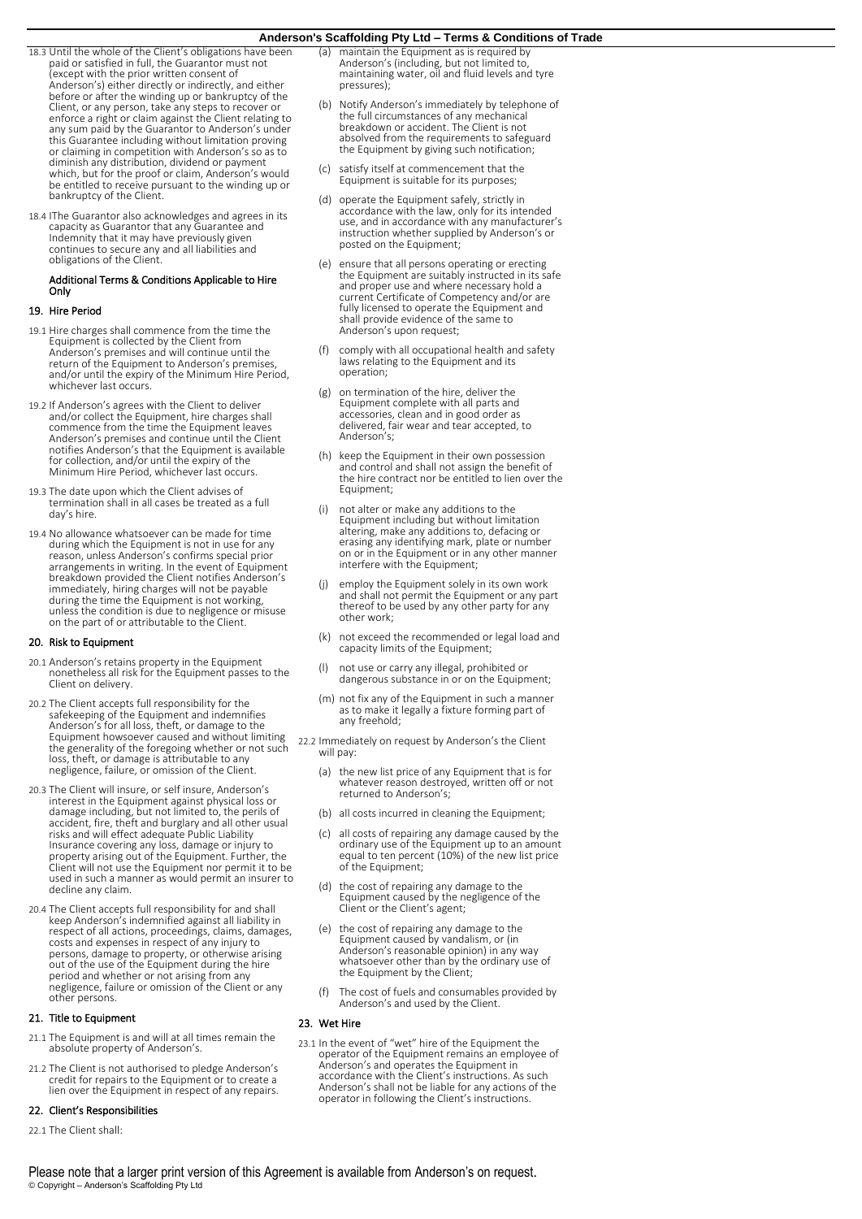18.3 Until the whole of the Client's obligations have been paid or satisfied in full, the Guarantor must not (except with the prior written consent of Anderson's) either directly or indirectly, and either before or after the winding up or bankruptcy of the Client, or any person, take any steps to recover or enforce a right or claim against the Client relating to any sum paid by the Guarantor to Anderson's under this Guarantee including without limitation proving or claiming in competition with Anderson's so as to diminish any distribution, dividend or payment which, but for the proof or claim, Anderson's would be entitled to receive pursuant to the winding up or bankruptcy of the Client.

18.4 IThe Guarantor also acknowledges and agrees in its capacity as Guarantor that any Guarantee and Indemnity that it may have previously given continues to secure any and all liabilities and obligations of the Client.

**Additional Terms & Conditions Applicable to Hire Only**

## 19. Hire Period

19.1 Hire charges shall commence from the time the Equipment is collected by the Client from Anderson's premises and will continue until the return of the Equipment to Anderson's premises, and/or until the expiry of the Minimum Hire Period, whichever last occurs.

19.2 If Anderson's agrees with the Client to deliver and/or collect the Equipment, hire charges shall commence from the time the Equipment leaves Anderson's premises and continue until the Client notifies Anderson's that the Equipment is available for collection, and/or until the expiry of the Minimum Hire Period, whichever last occurs.

19.3 The date upon which the Client advises of termination shall in all cases be treated as a full day's hire.

19.4 No allowance whatsoever can be made for time during which the Equipment is not in use for any reason, unless Anderson's confirms special prior arrangements in writing. In the event of Equipment breakdown provided the Client notifies Anderson's immediately, hiring charges will not be payable during the time the Equipment is not working, unless the condition is due to negligence or misuse on the part of or attributable to the Client.

## 20. Risk to Equipment

20.1 Anderson's retains property in the Equipment nonetheless all risk for the Equipment passes to the Client on delivery.

20.2 The Client accepts full responsibility for the safekeeping of the Equipment and indemnifies Anderson's for all loss, theft, or damage to the Equipment howsoever caused and without limiting the generality of the foregoing whether or not such loss, theft, or damage is attributable to any negligence, failure, or omission of the Client.

20.3 The Client will insure, or self insure, Anderson's interest in the Equipment against physical loss or damage including, but not limited to, the perils of accident, fire, theft and burglary and all other usual risks and will effect adequate Public Liability Insurance covering any loss, damage or injury to property arising out of the Equipment. Further, the Client will not use the Equipment nor permit it to be used in such a manner as would permit an insurer to decline any claim.

20.4 The Client accepts full responsibility for and shall keep Anderson's indemnified against all liability in respect of all actions, proceedings, claims, damages, costs and expenses in respect of any injury to persons, damage to property, or otherwise arising out of the use of the Equipment during the hire period and whether or not arising from any negligence, failure or omission of the Client or any other persons.

## 21. Title to Equipment

21.1 The Equipment is and will at all times remain the absolute property of Anderson's.

21.2 The Client is not authorised to pledge Anderson's credit for repairs to the Equipment or to create a lien over the Equipment in respect of any repairs.

## 22. Client's Responsibilities

22.1 The Client shall:

(a) maintain the Equipment as is required by Anderson's (including, but not limited to, maintaining water, oil and fluid levels and tyre pressures);

(b) Notify Anderson's immediately by telephone of the full circumstances of any mechanical breakdown or accident. The Client is not absolved from the requirements to safeguard the Equipment by giving such notification;

(c) satisfy itself at commencement that the Equipment is suitable for its purposes;

(d) operate the Equipment safely, strictly in accordance with the law, only for its intended use, and in accordance with any manufacturer's instruction whether supplied by Anderson's or posted on the Equipment;

(e) ensure that all persons operating or erecting the Equipment are suitably instructed in its safe and proper use and where necessary hold a current Certificate of Competency and/or are fully licensed to operate the Equipment and shall provide evidence of the same to Anderson's upon request;

(f) comply with all occupational health and safety laws relating to the Equipment and its operation;

(g) on termination of the hire, deliver the Equipment complete with all parts and accessories, clean and in good order as delivered, fair wear and tear accepted, to Anderson's;

(h) keep the Equipment in their own possession and control and shall not assign the benefit of the hire contract nor be entitled to lien over the Equipment;

(i) not alter or make any additions to the Equipment including but without limitation altering, make any additions to, defacing or erasing any identifying mark, plate or number on or in the Equipment or in any other manner interfere with the Equipment;

(j) employ the Equipment solely in its own work and shall not permit the Equipment or any part thereof to be used by any other party for any other work;

(k) not exceed the recommended or legal load and capacity limits of the Equipment;

(l) not use or carry any illegal, prohibited or dangerous substance in or on the Equipment;

(m) not fix any of the Equipment in such a manner as to make it legally a fixture forming part of any freehold;

22.2 Immediately on request by Anderson's the Client will pay:

(a) the new list price of any Equipment that is for whatever reason destroyed, written off or not returned to Anderson's;

(b) all costs incurred in cleaning the Equipment;

(c) all costs of repairing any damage caused by the ordinary use of the Equipment up to an amount equal to ten percent (10%) of the new list price of the Equipment;

(d) the cost of repairing any damage to the Equipment caused by the negligence of the Client or the Client's agent;

(e) the cost of repairing any damage to the Equipment caused by vandalism, or (in Anderson's reasonable opinion) in any way whatsoever other than by the ordinary use of the Equipment by the Client;

(f) The cost of fuels and consumables provided by Anderson's and used by the Client.

## 23. Wet Hire

23.1 In the event of "wet" hire of the Equipment the operator of the Equipment remains an employee of Anderson's and operates the Equipment in accordance with the Client's instructions. As such Anderson's shall not be liable for any actions of the operator in following the Client's instructions.

Please note that a larger print version of this Agreement is available from Anderson's on request.